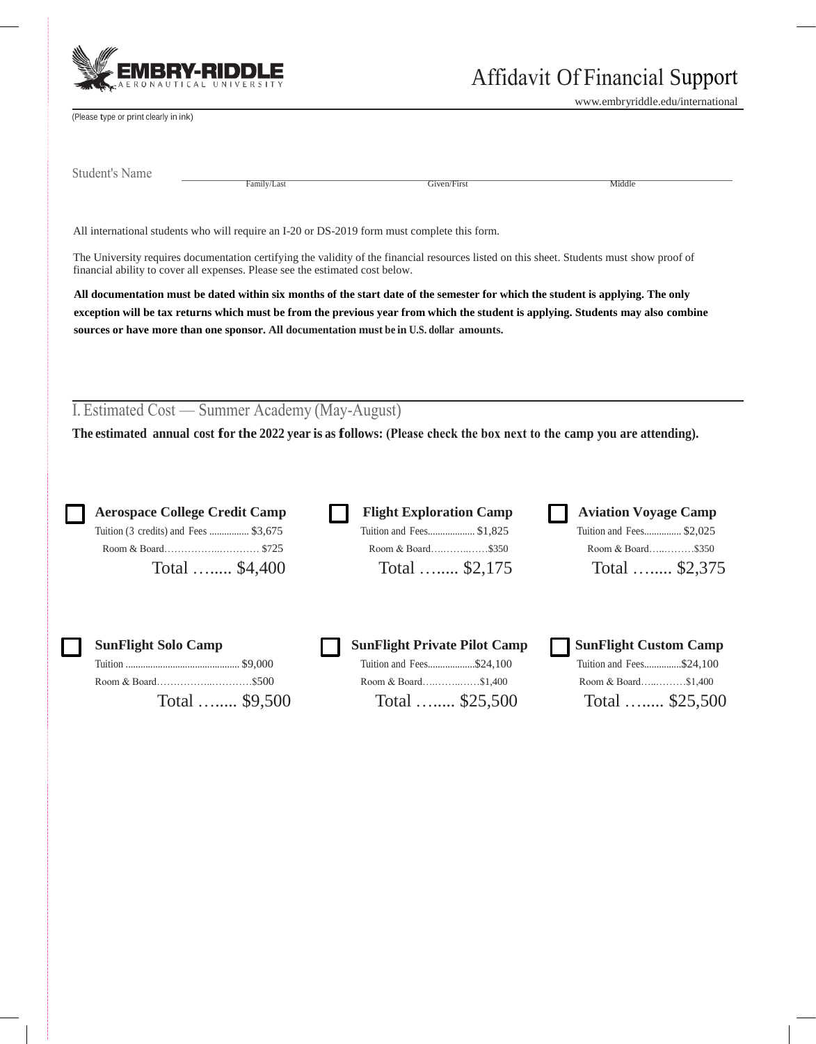EMBRY-RIDDLE AERONAUTICAL UNIVERSITY

# Affidavit Of Financial Support

www.embryriddle.edu/international

(Please type or print clearly in ink)

Student's Name ______________________________________________
Family/Last Given/First Middle

All international students who will require an I-20 or DS-2019 form must complete this form.

The University requires documentation certifying the validity of the financial resources listed on this sheet. Students must show proof of financial ability to cover all expenses. Please see the estimated cost below.

**All documentation must be dated within six months of the start date of the semester for which the student is applying. The only exception will be tax returns which must be from the previous year from which the student is applying. Students may also combine sources or have more than one sponsor. All documentation must be in U.S. dollar amounts.**

## I. Estimated Cost — Summer Academy (May-August)

**The estimated annual cost for the 2022 year is as follows: (Please check the box next to the camp you are attending).**

☐ **Aerospace College Credit Camp**
Tuition (3 credits) and Fees ............... $3,675
Room & Board……………..………… $725
Total …..... $4,400

☐ **Flight Exploration Camp**
Tuition and Fees.................. $1,825
Room & Board….……..……$350
Total …..... $2,175

☐ **Aviation Voyage Camp**
Tuition and Fees.............. $2,025
Room & Board…..………$350
Total …..... $2,375

☐ **SunFlight Solo Camp**
Tuition ............................................. $9,000
Room & Board……………..…………$500
Total …..... $9,500

☐ **SunFlight Private Pilot Camp**
Tuition and Fees..................$24,100
Room & Board….……..……$1,400
Total …..... $25,500

☐ **SunFlight Custom Camp**
Tuition and Fees..............$24,100
Room & Board…..………$1,400
Total …..... $25,500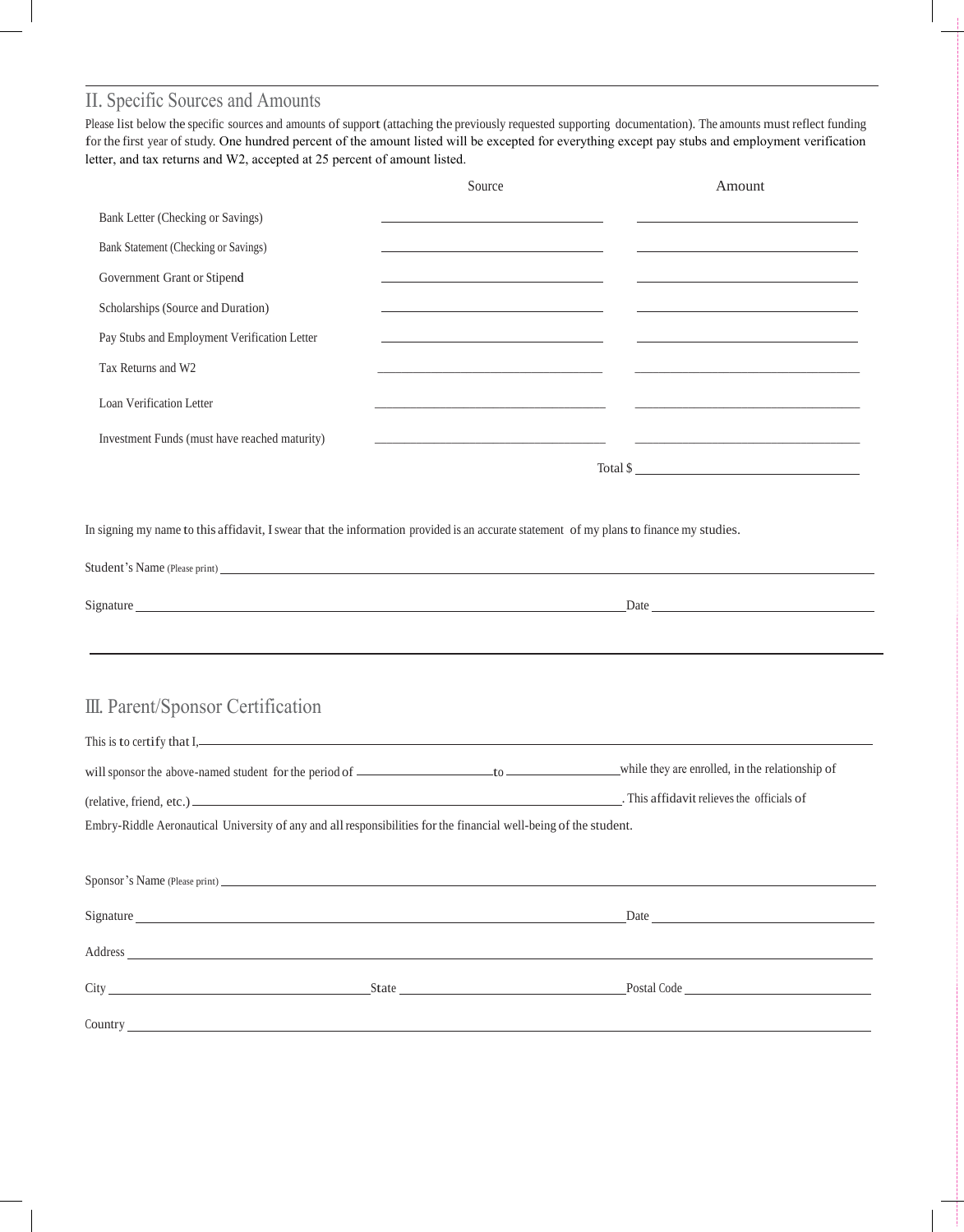## II. Specific Sources and Amounts

Please list below the specific sources and amounts of support (attaching the previously requested supporting documentation). The amounts must reflect funding for the first year of study. One hundred percent of the amount listed will be excepted for everything except pay stubs and employment verification letter, and tax returns and W2, accepted at 25 percent of amount listed.

| | Source | Amount |
|---|---|---|
| Bank Letter (Checking or Savings) | | |
| Bank Statement (Checking or Savings) | | |
| Government Grant or Stipend | | |
| Scholarships (Source and Duration) | | |
| Pay Stubs and Employment Verification Letter | | |
| Tax Returns and W2 | | |
| Loan Verification Letter | | |
| Investment Funds (must have reached maturity) | | |
| | Total $ | |

In signing my name to this affidavit, I swear that the information provided is an accurate statement of my plans to finance my studies.

Student's Name (Please print) ____________________

Signature ____________________ Date ____________________

## III. Parent/Sponsor Certification

This is to certify that I, ____________________

will sponsor the above-named student for the period of ____________ to ____________ while they are enrolled, in the relationship of

(relative, friend, etc.) ____________________. This affidavit relieves the officials of

Embry-Riddle Aeronautical University of any and all responsibilities for the financial well-being of the student.

Sponsor's Name (Please print) ____________________

Signature ____________________ Date ____________________

Address ____________________

City ____________________ State ____________________ Postal Code ____________________

Country ____________________